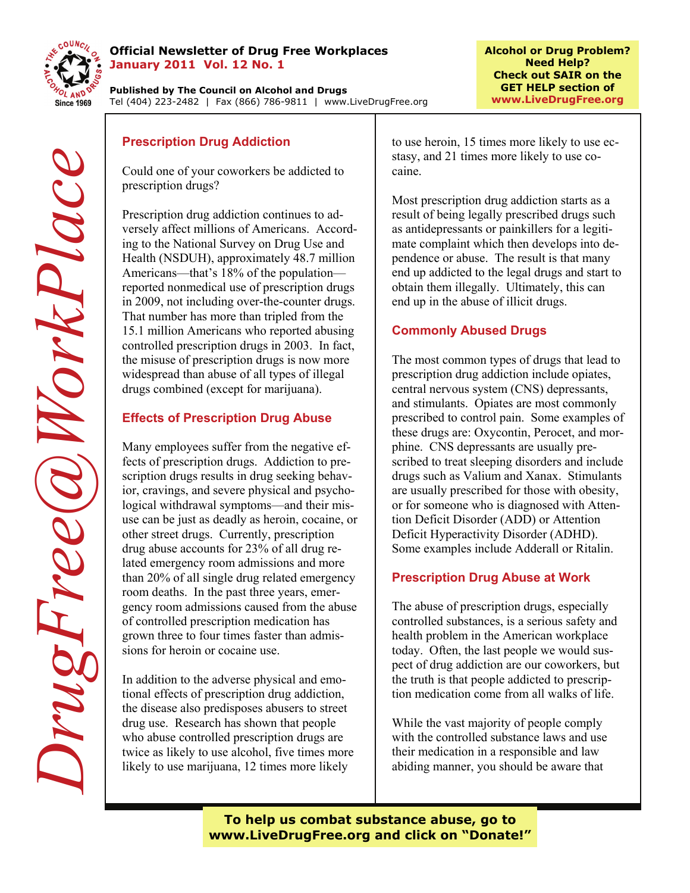**Official Newsletter of Drug Free Workplaces**
**January 2011 Vol. 12 No. 1**

**Published by The Council on Alcohol and Drugs**
Tel (404) 223-2482 | Fax (866) 786-9811 | www.LiveDrugFree.org

**Alcohol or Drug Problem? Need Help? Check out SAIR on the GET HELP section of www.LiveDrugFree.org**

# *DrugFree@WorkPlace*

## Prescription Drug Addiction

Could one of your coworkers be addicted to prescription drugs?

Prescription drug addiction continues to adversely affect millions of Americans. According to the National Survey on Drug Use and Health (NSDUH), approximately 48.7 million Americans—that's 18% of the population—reported nonmedical use of prescription drugs in 2009, not including over-the-counter drugs. That number has more than tripled from the 15.1 million Americans who reported abusing controlled prescription drugs in 2003. In fact, the misuse of prescription drugs is now more widespread than abuse of all types of illegal drugs combined (except for marijuana).

## Effects of Prescription Drug Abuse

Many employees suffer from the negative effects of prescription drugs. Addiction to prescription drugs results in drug seeking behavior, cravings, and severe physical and psychological withdrawal symptoms—and their misuse can be just as deadly as heroin, cocaine, or other street drugs. Currently, prescription drug abuse accounts for 23% of all drug related emergency room admissions and more than 20% of all single drug related emergency room deaths. In the past three years, emergency room admissions caused from the abuse of controlled prescription medication has grown three to four times faster than admissions for heroin or cocaine use.

In addition to the adverse physical and emotional effects of prescription drug addiction, the disease also predisposes abusers to street drug use. Research has shown that people who abuse controlled prescription drugs are twice as likely to use alcohol, five times more likely to use marijuana, 12 times more likely to use heroin, 15 times more likely to use ecstasy, and 21 times more likely to use cocaine.

Most prescription drug addiction starts as a result of being legally prescribed drugs such as antidepressants or painkillers for a legitimate complaint which then develops into dependence or abuse. The result is that many end up addicted to the legal drugs and start to obtain them illegally. Ultimately, this can end up in the abuse of illicit drugs.

## Commonly Abused Drugs

The most common types of drugs that lead to prescription drug addiction include opiates, central nervous system (CNS) depressants, and stimulants. Opiates are most commonly prescribed to control pain. Some examples of these drugs are: Oxycontin, Perocet, and morphine. CNS depressants are usually prescribed to treat sleeping disorders and include drugs such as Valium and Xanax. Stimulants are usually prescribed for those with obesity, or for someone who is diagnosed with Attention Deficit Disorder (ADD) or Attention Deficit Hyperactivity Disorder (ADHD). Some examples include Adderall or Ritalin.

## Prescription Drug Abuse at Work

The abuse of prescription drugs, especially controlled substances, is a serious safety and health problem in the American workplace today. Often, the last people we would suspect of drug addiction are our coworkers, but the truth is that people addicted to prescription medication come from all walks of life.

While the vast majority of people comply with the controlled substance laws and use their medication in a responsible and law abiding manner, you should be aware that

**To help us combat substance abuse, go to www.LiveDrugFree.org and click on "Donate!"**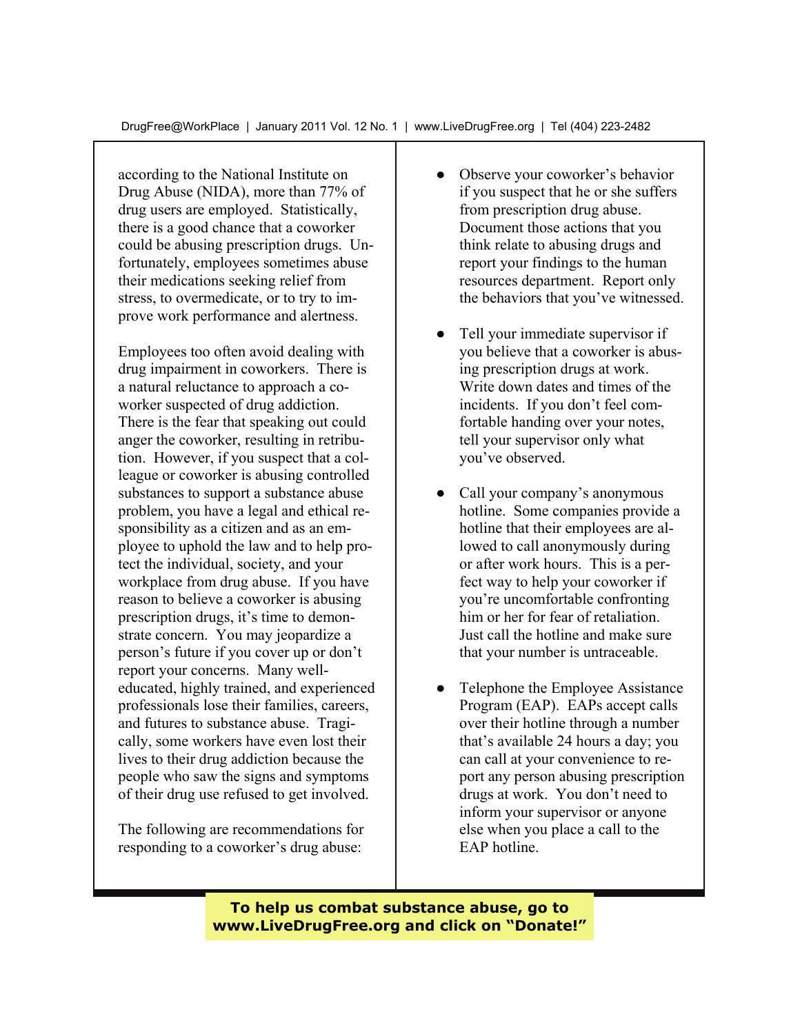according to the National Institute on Drug Abuse (NIDA), more than 77% of drug users are employed. Statistically, there is a good chance that a coworker could be abusing prescription drugs. Unfortunately, employees sometimes abuse their medications seeking relief from stress, to overmedicate, or to try to improve work performance and alertness.

Employees too often avoid dealing with drug impairment in coworkers. There is a natural reluctance to approach a coworker suspected of drug addiction. There is the fear that speaking out could anger the coworker, resulting in retribution. However, if you suspect that a colleague or coworker is abusing controlled substances to support a substance abuse problem, you have a legal and ethical responsibility as a citizen and as an employee to uphold the law and to help protect the individual, society, and your workplace from drug abuse. If you have reason to believe a coworker is abusing prescription drugs, it's time to demonstrate concern. You may jeopardize a person's future if you cover up or don't report your concerns. Many well-educated, highly trained, and experienced professionals lose their families, careers, and futures to substance abuse. Tragically, some workers have even lost their lives to their drug addiction because the people who saw the signs and symptoms of their drug use refused to get involved.

The following are recommendations for responding to a coworker's drug abuse:

- Observe your coworker's behavior if you suspect that he or she suffers from prescription drug abuse. Document those actions that you think relate to abusing drugs and report your findings to the human resources department. Report only the behaviors that you've witnessed.

- Tell your immediate supervisor if you believe that a coworker is abusing prescription drugs at work. Write down dates and times of the incidents. If you don't feel comfortable handing over your notes, tell your supervisor only what you've observed.

- Call your company's anonymous hotline. Some companies provide a hotline that their employees are allowed to call anonymously during or after work hours. This is a perfect way to help your coworker if you're uncomfortable confronting him or her for fear of retaliation. Just call the hotline and make sure that your number is untraceable.

- Telephone the Employee Assistance Program (EAP). EAPs accept calls over their hotline through a number that's available 24 hours a day; you can call at your convenience to report any person abusing prescription drugs at work. You don't need to inform your supervisor or anyone else when you place a call to the EAP hotline.

**To help us combat substance abuse, go to www.LiveDrugFree.org and click on "Donate!"**